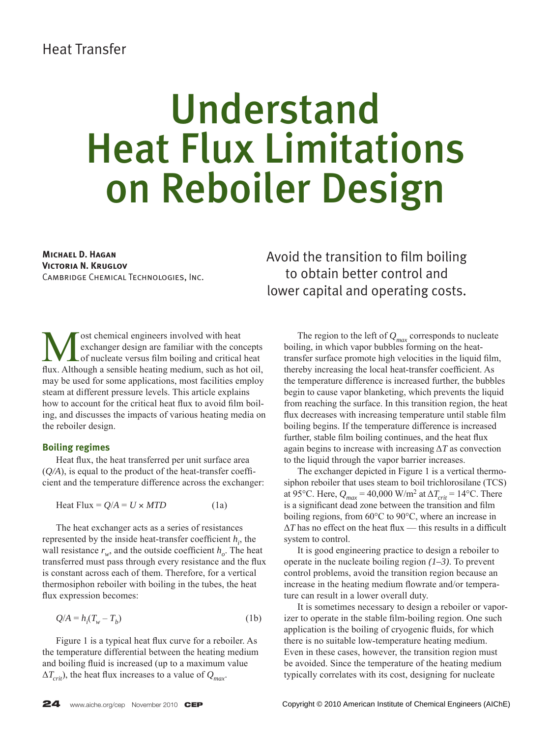Heat Transfer

# Understand Heat Flux Limitations on Reboiler Design

**Michael D. Hagan**
**Victoria N. Kruglov**
Cambridge Chemical Technologies, Inc.

Avoid the transition to film boiling to obtain better control and lower capital and operating costs.

Most chemical engineers involved with heat exchanger design are familiar with the concepts of nucleate versus film boiling and critical heat flux. Although a sensible heating medium, such as hot oil, may be used for some applications, most facilities employ steam at different pressure levels. This article explains how to account for the critical heat flux to avoid film boiling, and discusses the impacts of various heating media on the reboiler design.

### Boiling regimes

Heat flux, the heat transferred per unit surface area ($Q/A$), is equal to the product of the heat-transfer coefficient and the temperature difference across the exchanger:

$$\text{Heat Flux} = Q/A = U \times MTD \tag{1a}$$

The heat exchanger acts as a series of resistances represented by the inside heat-transfer coefficient $h_i$, the wall resistance $r_w$, and the outside coefficient $h_o$. The heat transferred must pass through every resistance and the flux is constant across each of them. Therefore, for a vertical thermosiphon reboiler with boiling in the tubes, the heat flux expression becomes:

$$Q/A = h_i(T_w - T_b) \tag{1b}$$

Figure 1 is a typical heat flux curve for a reboiler. As the temperature differential between the heating medium and boiling fluid is increased (up to a maximum value $\Delta T_{crit}$), the heat flux increases to a value of $Q_{max}$.

The region to the left of $Q_{max}$ corresponds to nucleate boiling, in which vapor bubbles forming on the heat-transfer surface promote high velocities in the liquid film, thereby increasing the local heat-transfer coefficient. As the temperature difference is increased further, the bubbles begin to cause vapor blanketing, which prevents the liquid from reaching the surface. In this transition region, the heat flux decreases with increasing temperature until stable film boiling begins. If the temperature difference is increased further, stable film boiling continues, and the heat flux again begins to increase with increasing $\Delta T$ as convection to the liquid through the vapor barrier increases.

The exchanger depicted in Figure 1 is a vertical thermosiphon reboiler that uses steam to boil trichlorosilane (TCS) at 95°C. Here, $Q_{max}$ = 40,000 W/m$^2$ at $\Delta T_{crit}$ = 14°C. There is a significant dead zone between the transition and film boiling regions, from 60°C to 90°C, where an increase in $\Delta T$ has no effect on the heat flux — this results in a difficult system to control.

It is good engineering practice to design a reboiler to operate in the nucleate boiling region *(1–3)*. To prevent control problems, avoid the transition region because an increase in the heating medium flowrate and/or temperature can result in a lower overall duty.

It is sometimes necessary to design a reboiler or vaporizer to operate in the stable film-boiling region. One such application is the boiling of cryogenic fluids, for which there is no suitable low-temperature heating medium. Even in these cases, however, the transition region must be avoided. Since the temperature of the heating medium typically correlates with its cost, designing for nucleate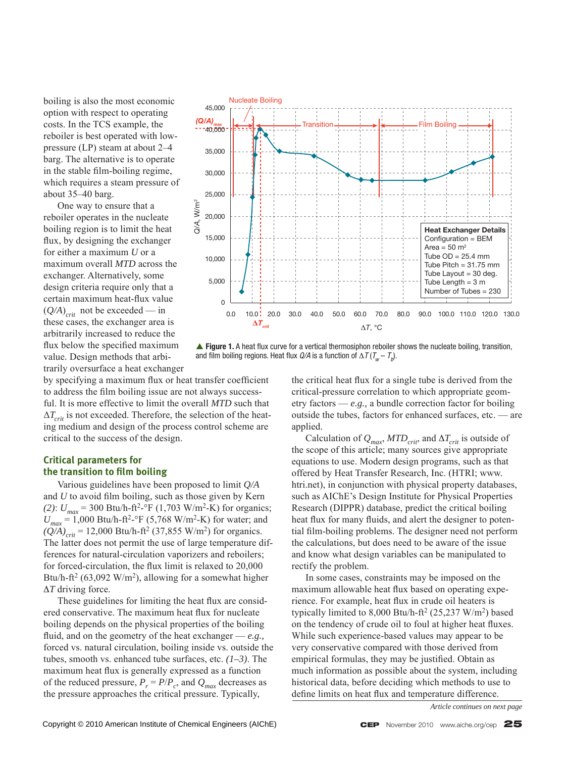boiling is also the most economic option with respect to operating costs. In the TCS example, the reboiler is best operated with low-pressure (LP) steam at about 2–4 barg. The alternative is to operate in the stable film-boiling regime, which requires a steam pressure of about 35–40 barg.

One way to ensure that a reboiler operates in the nucleate boiling region is to limit the heat flux, by designing the exchanger for either a maximum *U* or a maximum overall *MTD* across the exchanger. Alternatively, some design criteria require only that a certain maximum heat-flux value $(Q/A)_{crit}$ not be exceeded — in these cases, the exchanger area is arbitrarily increased to reduce the flux below the specified maximum value. Design methods that arbitrarily oversurface a heat exchanger by specifying a maximum flux or heat transfer coefficient to address the film boiling issue are not always successful. It is more effective to limit the overall *MTD* such that $\Delta T_{crit}$ is not exceeded. Therefore, the selection of the heating medium and design of the process control scheme are critical to the success of the design.

**▲ Figure 1.** A heat flux curve for a vertical thermosiphon reboiler shows the nucleate boiling, transition, and film boiling regions. Heat flux *Q/A* is a function of $\Delta T$ ($T_w - T_b$).

### Critical parameters for the transition to film boiling

Various guidelines have been proposed to limit *Q/A* and *U* to avoid film boiling, such as those given by Kern *(2)*: $U_{max}$ = 300 Btu/h-ft²-°F (1,703 W/m²-K) for organics; $U_{max}$ = 1,000 Btu/h-ft²-°F (5,768 W/m²-K) for water; and $(Q/A)_{crit}$ = 12,000 Btu/h-ft² (37,855 W/m²) for organics. The latter does not permit the use of large temperature differences for natural-circulation vaporizers and reboilers; for forced-circulation, the flux limit is relaxed to 20,000 Btu/h-ft² (63,092 W/m²), allowing for a somewhat higher $\Delta T$ driving force.

These guidelines for limiting the heat flux are considered conservative. The maximum heat flux for nucleate boiling depends on the physical properties of the boiling fluid, and on the geometry of the heat exchanger — *e.g.,* forced vs. natural circulation, boiling inside vs. outside the tubes, smooth vs. enhanced tube surfaces, etc. *(1–3)*. The maximum heat flux is generally expressed as a function of the reduced pressure, $P_r = P/P_c$, and $Q_{max}$ decreases as the pressure approaches the critical pressure. Typically, the critical heat flux for a single tube is derived from the critical-pressure correlation to which appropriate geometry factors — *e.g.,* a bundle correction factor for boiling outside the tubes, factors for enhanced surfaces, etc. — are applied.

Calculation of $Q_{max}$, $MTD_{crit}$, and $\Delta T_{crit}$ is outside of the scope of this article; many sources give appropriate equations to use. Modern design programs, such as that offered by Heat Transfer Research, Inc. (HTRI; www.htri.net), in conjunction with physical property databases, such as AIChE's Design Institute for Physical Properties Research (DIPPR) database, predict the critical boiling heat flux for many fluids, and alert the designer to potential film-boiling problems. The designer need not perform the calculations, but does need to be aware of the issue and know what design variables can be manipulated to rectify the problem.

In some cases, constraints may be imposed on the maximum allowable heat flux based on operating experience. For example, heat flux in crude oil heaters is typically limited to 8,000 Btu/h-ft² (25,237 W/m²) based on the tendency of crude oil to foul at higher heat fluxes. While such experience-based values may appear to be very conservative compared with those derived from empirical formulas, they may be justified. Obtain as much information as possible about the system, including historical data, before deciding which methods to use to define limits on heat flux and temperature difference.

*Article continues on next page*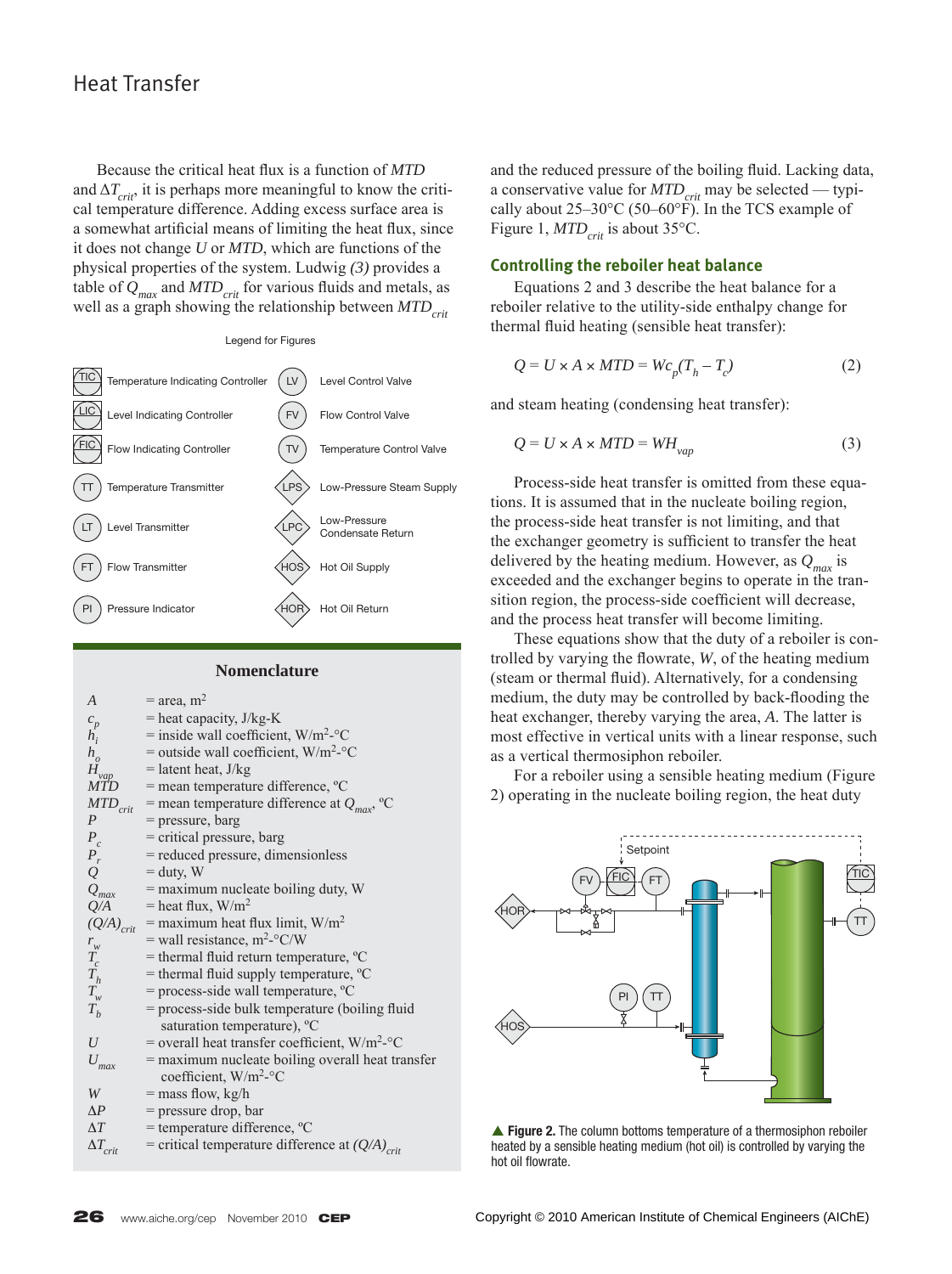Because the critical heat flux is a function of $MTD$ and $\Delta T_{crit}$, it is perhaps more meaningful to know the critical temperature difference. Adding excess surface area is a somewhat artificial means of limiting the heat flux, since it does not change $U$ or $MTD$, which are functions of the physical properties of the system. Ludwig *(3)* provides a table of $Q_{max}$ and $MTD_{crit}$ for various fluids and metals, as well as a graph showing the relationship between $MTD_{crit}$ and the reduced pressure of the boiling fluid. Lacking data, a conservative value for $MTD_{crit}$ may be selected — typically about 25–30°C (50–60°F). In the TCS example of Figure 1, $MTD_{crit}$ is about 35°C.

Legend for Figures

| Symbol | Meaning | Symbol | Meaning |
|---|---|---|---|
| TIC | Temperature Indicating Controller | LV | Level Control Valve |
| LIC | Level Indicating Controller | FV | Flow Control Valve |
| FIC | Flow Indicating Controller | TV | Temperature Control Valve |
| TT | Temperature Transmitter | LPS | Low-Pressure Steam Supply |
| LT | Level Transmitter | LPC | Low-Pressure Condensate Return |
| FT | Flow Transmitter | HOS | Hot Oil Supply |
| PI | Pressure Indicator | HOR | Hot Oil Return |

## Nomenclature

| | |
|---|---|
| $A$ | = area, m$^2$ |
| $c_p$ | = heat capacity, J/kg-K |
| $h_i$ | = inside wall coefficient, W/m$^2$-°C |
| $h_o$ | = outside wall coefficient, W/m$^2$-°C |
| $H_{vap}$ | = latent heat, J/kg |
| $MTD$ | = mean temperature difference, ºC |
| $MTD_{crit}$ | = mean temperature difference at $Q_{max}$, ºC |
| $P$ | = pressure, barg |
| $P_c$ | = critical pressure, barg |
| $P_r$ | = reduced pressure, dimensionless |
| $Q$ | = duty, W |
| $Q_{max}$ | = maximum nucleate boiling duty, W |
| $Q/A$ | = heat flux, W/m$^2$ |
| $(Q/A)_{crit}$ | = maximum heat flux limit, W/m$^2$ |
| $r_w$ | = wall resistance, m$^2$-°C/W |
| $T_c$ | = thermal fluid return temperature, ºC |
| $T_h$ | = thermal fluid supply temperature, ºC |
| $T_w$ | = process-side wall temperature, ºC |
| $T_b$ | = process-side bulk temperature (boiling fluid saturation temperature), ºC |
| $U$ | = overall heat transfer coefficient, W/m$^2$-°C |
| $U_{max}$ | = maximum nucleate boiling overall heat transfer coefficient, W/m$^2$-°C |
| $W$ | = mass flow, kg/h |
| $\Delta P$ | = pressure drop, bar |
| $\Delta T$ | = temperature difference, ºC |
| $\Delta T_{crit}$ | = critical temperature difference at $(Q/A)_{crit}$ |

### Controlling the reboiler heat balance

Equations 2 and 3 describe the heat balance for a reboiler relative to the utility-side enthalpy change for thermal fluid heating (sensible heat transfer):

$$Q = U \times A \times MTD = Wc_p(T_h - T_c) \quad (2)$$

and steam heating (condensing heat transfer):

$$Q = U \times A \times MTD = WH_{vap} \quad (3)$$

Process-side heat transfer is omitted from these equations. It is assumed that in the nucleate boiling region, the process-side heat transfer is not limiting, and that the exchanger geometry is sufficient to transfer the heat delivered by the heating medium. However, as $Q_{max}$ is exceeded and the exchanger begins to operate in the transition region, the process-side coefficient will decrease, and the process heat transfer will become limiting.

These equations show that the duty of a reboiler is controlled by varying the flowrate, $W$, of the heating medium (steam or thermal fluid). Alternatively, for a condensing medium, the duty may be controlled by back-flooding the heat exchanger, thereby varying the area, $A$. The latter is most effective in vertical units with a linear response, such as a vertical thermosiphon reboiler.

For a reboiler using a sensible heating medium (Figure 2) operating in the nucleate boiling region, the heat duty

▲ **Figure 2.** The column bottoms temperature of a thermosiphon reboiler heated by a sensible heating medium (hot oil) is controlled by varying the hot oil flowrate.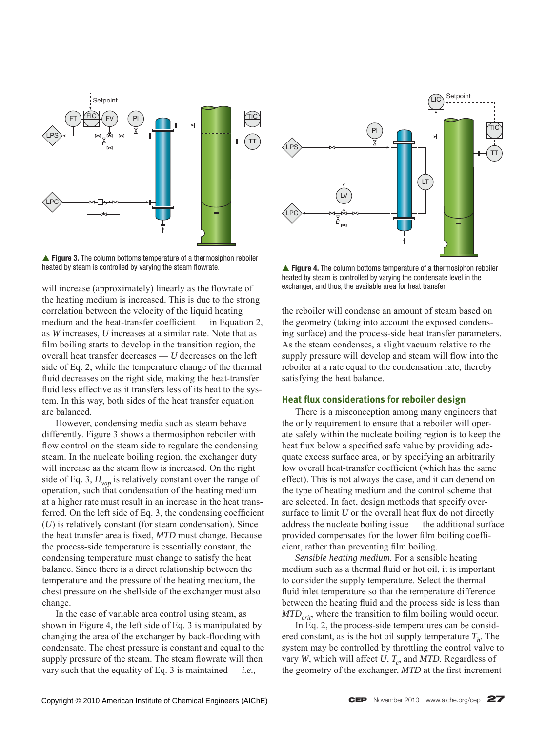▲ **Figure 3.** The column bottoms temperature of a thermosiphon reboiler heated by steam is controlled by varying the steam flowrate.

will increase (approximately) linearly as the flowrate of the heating medium is increased. This is due to the strong correlation between the velocity of the liquid heating medium and the heat-transfer coefficient — in Equation 2, as *W* increases, *U* increases at a similar rate. Note that as film boiling starts to develop in the transition region, the overall heat transfer decreases — *U* decreases on the left side of Eq. 2, while the temperature change of the thermal fluid decreases on the right side, making the heat-transfer fluid less effective as it transfers less of its heat to the system. In this way, both sides of the heat transfer equation are balanced.

However, condensing media such as steam behave differently. Figure 3 shows a thermosiphon reboiler with flow control on the steam side to regulate the condensing steam. In the nucleate boiling region, the exchanger duty will increase as the steam flow is increased. On the right side of Eq. 3, $H_{vap}$ is relatively constant over the range of operation, such that condensation of the heating medium at a higher rate must result in an increase in the heat transferred. On the left side of Eq. 3, the condensing coefficient (*U*) is relatively constant (for steam condensation). Since the heat transfer area is fixed, *MTD* must change. Because the process-side temperature is essentially constant, the condensing temperature must change to satisfy the heat balance. Since there is a direct relationship between the temperature and the pressure of the heating medium, the chest pressure on the shellside of the exchanger must also change.

In the case of variable area control using steam, as shown in Figure 4, the left side of Eq. 3 is manipulated by changing the area of the exchanger by back-flooding with condensate. The chest pressure is constant and equal to the supply pressure of the steam. The steam flowrate will then vary such that the equality of Eq. 3 is maintained — *i.e.,* the reboiler will condense an amount of steam based on the geometry (taking into account the exposed condensing surface) and the process-side heat transfer parameters. As the steam condenses, a slight vacuum relative to the supply pressure will develop and steam will flow into the reboiler at a rate equal to the condensation rate, thereby satisfying the heat balance.

▲ **Figure 4.** The column bottoms temperature of a thermosiphon reboiler heated by steam is controlled by varying the condensate level in the exchanger, and thus, the available area for heat transfer.

## Heat flux considerations for reboiler design

There is a misconception among many engineers that the only requirement to ensure that a reboiler will operate safely within the nucleate boiling region is to keep the heat flux below a specified safe value by providing adequate excess surface area, or by specifying an arbitrarily low overall heat-transfer coefficient (which has the same effect). This is not always the case, and it can depend on the type of heating medium and the control scheme that are selected. In fact, design methods that specify oversurface to limit *U* or the overall heat flux do not directly address the nucleate boiling issue — the additional surface provided compensates for the lower film boiling coefficient, rather than preventing film boiling.

*Sensible heating medium.* For a sensible heating medium such as a thermal fluid or hot oil, it is important to consider the supply temperature. Select the thermal fluid inlet temperature so that the temperature difference between the heating fluid and the process side is less than $MTD_{crit}$, where the transition to film boiling would occur.

In Eq. 2, the process-side temperatures can be considered constant, as is the hot oil supply temperature $T_h$. The system may be controlled by throttling the control valve to vary *W*, which will affect *U*, $T_c$, and *MTD*. Regardless of the geometry of the exchanger, *MTD* at the first increment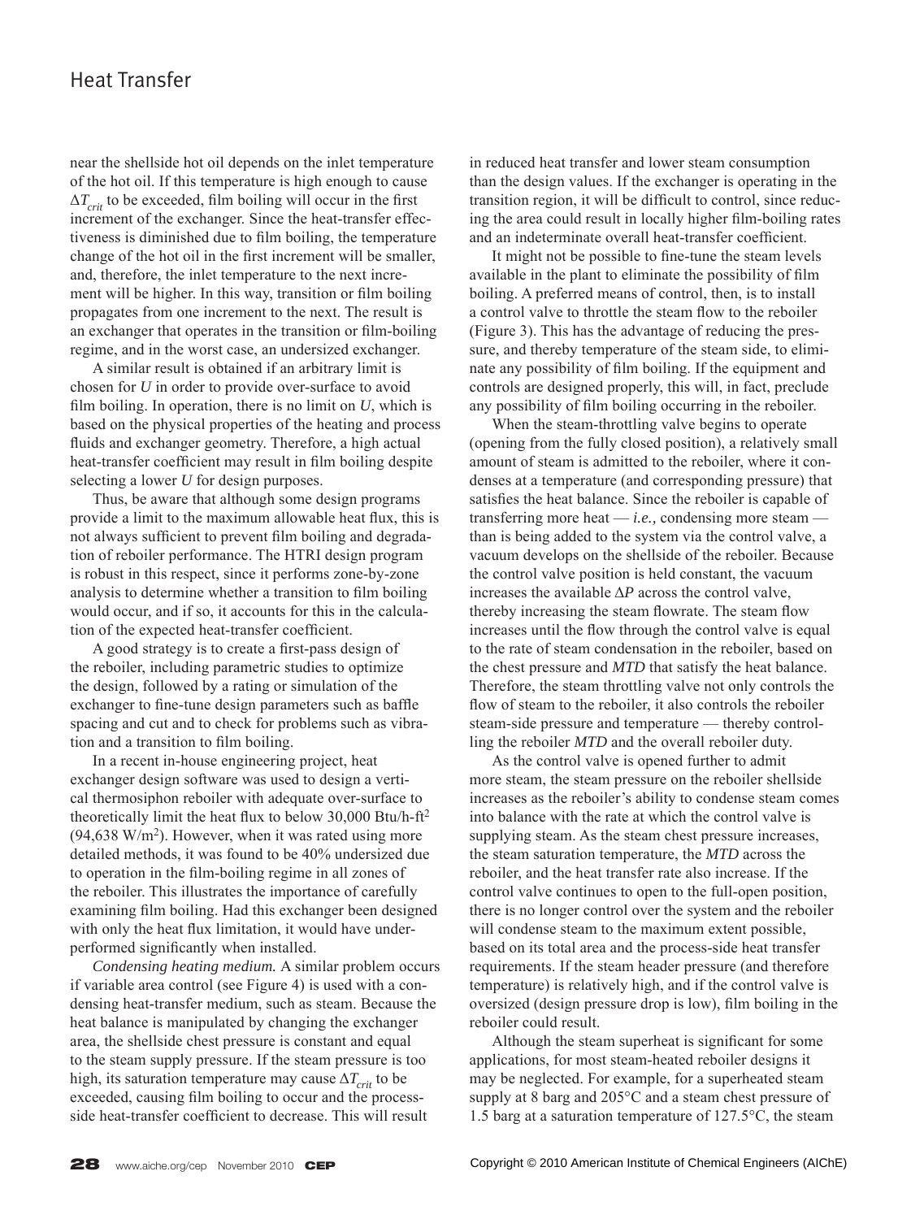near the shellside hot oil depends on the inlet temperature of the hot oil. If this temperature is high enough to cause $\Delta T_{crit}$ to be exceeded, film boiling will occur in the first increment of the exchanger. Since the heat-transfer effectiveness is diminished due to film boiling, the temperature change of the hot oil in the first increment will be smaller, and, therefore, the inlet temperature to the next increment will be higher. In this way, transition or film boiling propagates from one increment to the next. The result is an exchanger that operates in the transition or film-boiling regime, and in the worst case, an undersized exchanger.

A similar result is obtained if an arbitrary limit is chosen for *U* in order to provide over-surface to avoid film boiling. In operation, there is no limit on *U*, which is based on the physical properties of the heating and process fluids and exchanger geometry. Therefore, a high actual heat-transfer coefficient may result in film boiling despite selecting a lower *U* for design purposes.

Thus, be aware that although some design programs provide a limit to the maximum allowable heat flux, this is not always sufficient to prevent film boiling and degradation of reboiler performance. The HTRI design program is robust in this respect, since it performs zone-by-zone analysis to determine whether a transition to film boiling would occur, and if so, it accounts for this in the calculation of the expected heat-transfer coefficient.

A good strategy is to create a first-pass design of the reboiler, including parametric studies to optimize the design, followed by a rating or simulation of the exchanger to fine-tune design parameters such as baffle spacing and cut and to check for problems such as vibration and a transition to film boiling.

In a recent in-house engineering project, heat exchanger design software was used to design a vertical thermosiphon reboiler with adequate over-surface to theoretically limit the heat flux to below 30,000 Btu/h-ft$^2$ (94,638 W/m$^2$). However, when it was rated using more detailed methods, it was found to be 40% undersized due to operation in the film-boiling regime in all zones of the reboiler. This illustrates the importance of carefully examining film boiling. Had this exchanger been designed with only the heat flux limitation, it would have underperformed significantly when installed.

*Condensing heating medium.* A similar problem occurs if variable area control (see Figure 4) is used with a condensing heat-transfer medium, such as steam. Because the heat balance is manipulated by changing the exchanger area, the shellside chest pressure is constant and equal to the steam supply pressure. If the steam pressure is too high, its saturation temperature may cause $\Delta T_{crit}$ to be exceeded, causing film boiling to occur and the process-side heat-transfer coefficient to decrease. This will result in reduced heat transfer and lower steam consumption than the design values. If the exchanger is operating in the transition region, it will be difficult to control, since reducing the area could result in locally higher film-boiling rates and an indeterminate overall heat-transfer coefficient.

It might not be possible to fine-tune the steam levels available in the plant to eliminate the possibility of film boiling. A preferred means of control, then, is to install a control valve to throttle the steam flow to the reboiler (Figure 3). This has the advantage of reducing the pressure, and thereby temperature of the steam side, to eliminate any possibility of film boiling. If the equipment and controls are designed properly, this will, in fact, preclude any possibility of film boiling occurring in the reboiler.

When the steam-throttling valve begins to operate (opening from the fully closed position), a relatively small amount of steam is admitted to the reboiler, where it condenses at a temperature (and corresponding pressure) that satisfies the heat balance. Since the reboiler is capable of transferring more heat — *i.e.,* condensing more steam — than is being added to the system via the control valve, a vacuum develops on the shellside of the reboiler. Because the control valve position is held constant, the vacuum increases the available $\Delta P$ across the control valve, thereby increasing the steam flowrate. The steam flow increases until the flow through the control valve is equal to the rate of steam condensation in the reboiler, based on the chest pressure and *MTD* that satisfy the heat balance. Therefore, the steam throttling valve not only controls the flow of steam to the reboiler, it also controls the reboiler steam-side pressure and temperature — thereby controlling the reboiler *MTD* and the overall reboiler duty.

As the control valve is opened further to admit more steam, the steam pressure on the reboiler shellside increases as the reboiler's ability to condense steam comes into balance with the rate at which the control valve is supplying steam. As the steam chest pressure increases, the steam saturation temperature, the *MTD* across the reboiler, and the heat transfer rate also increase. If the control valve continues to open to the full-open position, there is no longer control over the system and the reboiler will condense steam to the maximum extent possible, based on its total area and the process-side heat transfer requirements. If the steam header pressure (and therefore temperature) is relatively high, and if the control valve is oversized (design pressure drop is low), film boiling in the reboiler could result.

Although the steam superheat is significant for some applications, for most steam-heated reboiler designs it may be neglected. For example, for a superheated steam supply at 8 barg and 205°C and a steam chest pressure of 1.5 barg at a saturation temperature of 127.5°C, the steam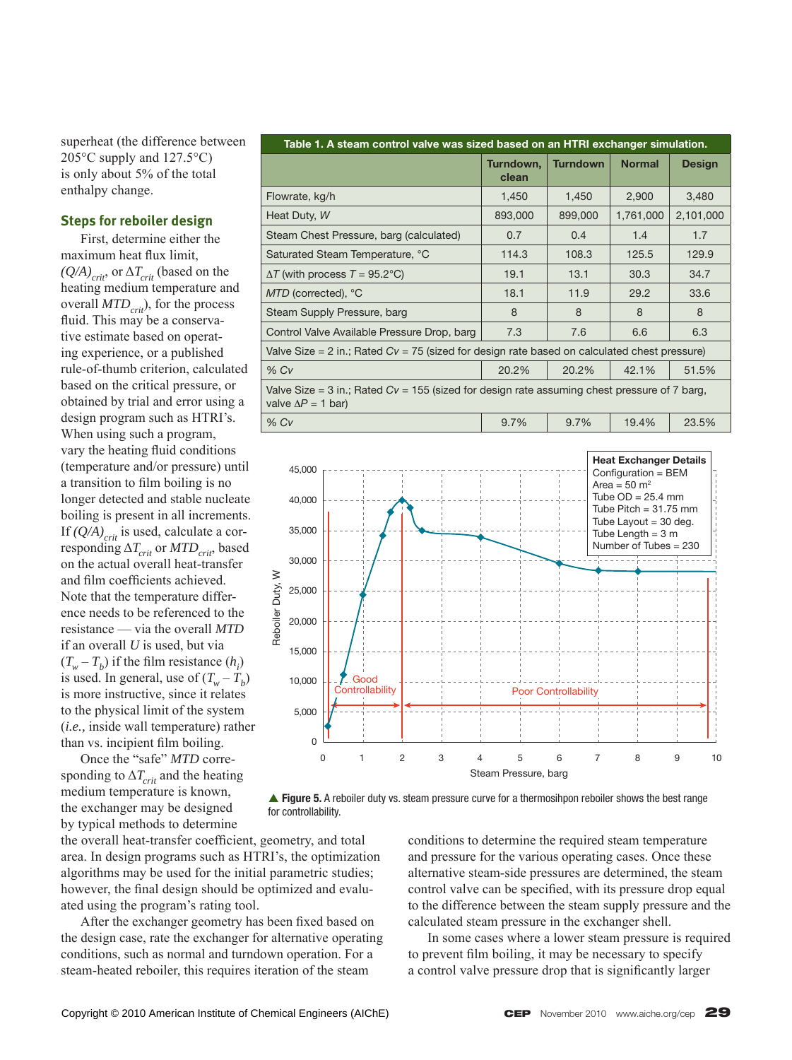superheat (the difference between 205°C supply and 127.5°C) is only about 5% of the total enthalpy change.

## Steps for reboiler design

First, determine either the maximum heat flux limit, $(Q/A)_{crit}$, or $\Delta T_{crit}$ (based on the heating medium temperature and overall $MTD_{crit}$), for the process fluid. This may be a conservative estimate based on operating experience, or a published rule-of-thumb criterion, calculated based on the critical pressure, or obtained by trial and error using a design program such as HTRI's. When using such a program, vary the heating fluid conditions (temperature and/or pressure) until a transition to film boiling is no longer detected and stable nucleate boiling is present in all increments. If $(Q/A)_{crit}$ is used, calculate a corresponding $\Delta T_{crit}$ or $MTD_{crit}$, based on the actual overall heat-transfer and film coefficients achieved. Note that the temperature difference needs to be referenced to the resistance — via the overall $MTD$ if an overall $U$ is used, but via $(T_w - T_b)$ if the film resistance ($h_i$) is used. In general, use of $(T_w - T_b)$ is more instructive, since it relates to the physical limit of the system (*i.e.,* inside wall temperature) rather than vs. incipient film boiling.

Once the "safe" $MTD$ corresponding to $\Delta T_{crit}$ and the heating medium temperature is known, the exchanger may be designed by typical methods to determine the overall heat-transfer coefficient, geometry, and total area. In design programs such as HTRI's, the optimization algorithms may be used for the initial parametric studies; however, the final design should be optimized and evaluated using the program's rating tool.

After the exchanger geometry has been fixed based on the design case, rate the exchanger for alternative operating conditions, such as normal and turndown operation. For a steam-heated reboiler, this requires iteration of the steam conditions to determine the required steam temperature and pressure for the various operating cases. Once these alternative steam-side pressures are determined, the steam control valve can be specified, with its pressure drop equal to the difference between the steam supply pressure and the calculated steam pressure in the exchanger shell.

In some cases where a lower steam pressure is required to prevent film boiling, it may be necessary to specify a control valve pressure drop that is significantly larger

**Table 1. A steam control valve was sized based on an HTRI exchanger simulation.**

| | Turndown, clean | Turndown | Normal | Design |
|---|---|---|---|---|
| Flowrate, kg/h | 1,450 | 1,450 | 2,900 | 3,480 |
| Heat Duty, *W* | 893,000 | 899,000 | 1,761,000 | 2,101,000 |
| Steam Chest Pressure, barg (calculated) | 0.7 | 0.4 | 1.4 | 1.7 |
| Saturated Steam Temperature, °C | 114.3 | 108.3 | 125.5 | 129.9 |
| $\Delta T$ (with process $T$ = 95.2°C) | 19.1 | 13.1 | 30.3 | 34.7 |
| *MTD* (corrected), °C | 18.1 | 11.9 | 29.2 | 33.6 |
| Steam Supply Pressure, barg | 8 | 8 | 8 | 8 |
| Control Valve Available Pressure Drop, barg | 7.3 | 7.6 | 6.6 | 6.3 |
| Valve Size = 2 in.; Rated *Cv* = 75 (sized for design rate based on calculated chest pressure) | | | | |
| % *Cv* | 20.2% | 20.2% | 42.1% | 51.5% |
| Valve Size = 3 in.; Rated *Cv* = 155 (sized for design rate assuming chest pressure of 7 barg, valve $\Delta P$ = 1 bar) | | | | |
| % *Cv* | 9.7% | 9.7% | 19.4% | 23.5% |

▲ **Figure 5.** A reboiler duty vs. steam pressure curve for a thermosiphon reboiler shows the best range for controllability.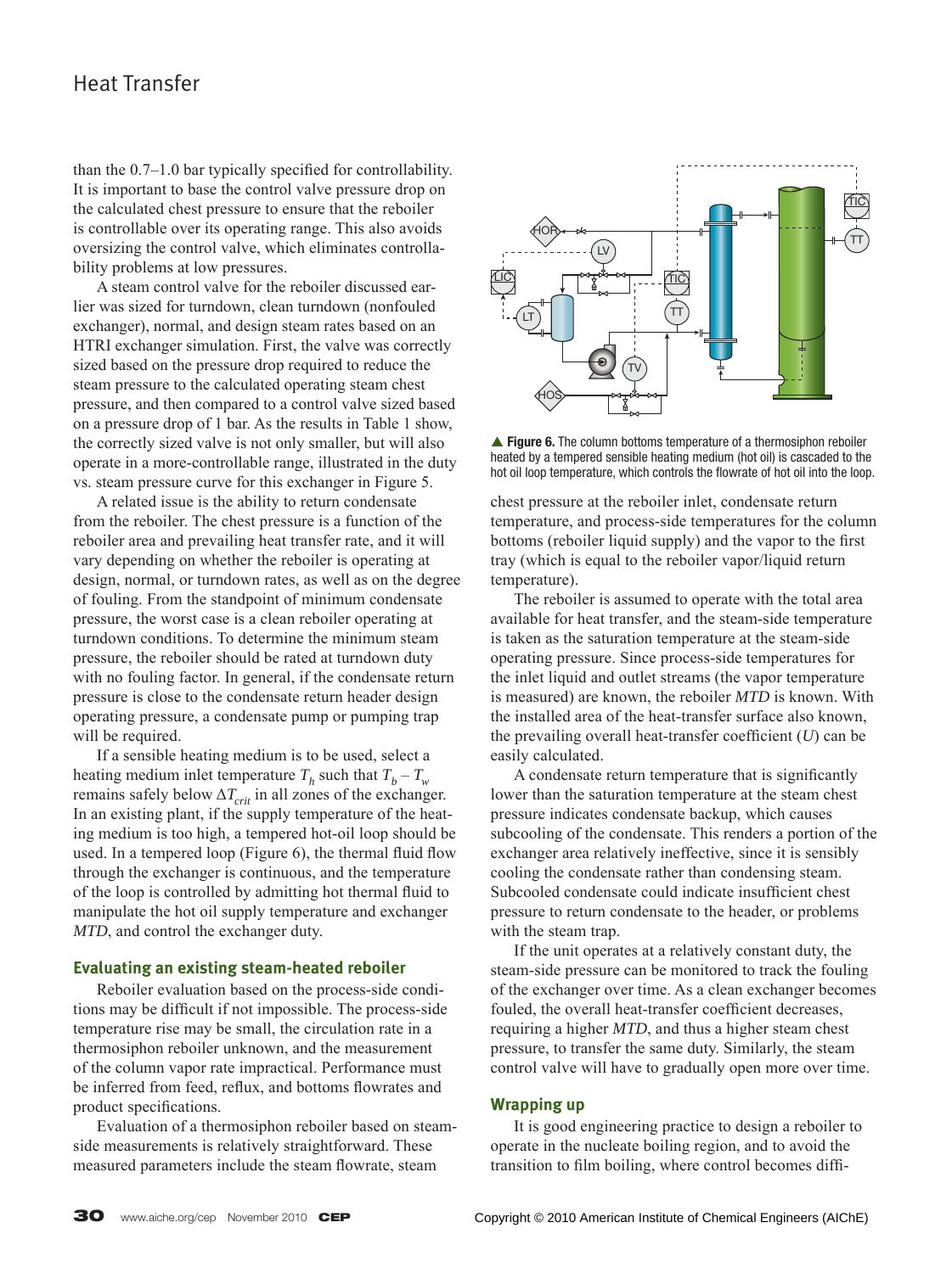than the 0.7–1.0 bar typically specified for controllability. It is important to base the control valve pressure drop on the calculated chest pressure to ensure that the reboiler is controllable over its operating range. This also avoids oversizing the control valve, which eliminates controllability problems at low pressures.

A steam control valve for the reboiler discussed earlier was sized for turndown, clean turndown (nonfouled exchanger), normal, and design steam rates based on an HTRI exchanger simulation. First, the valve was correctly sized based on the pressure drop required to reduce the steam pressure to the calculated operating steam chest pressure, and then compared to a control valve sized based on a pressure drop of 1 bar. As the results in Table 1 show, the correctly sized valve is not only smaller, but will also operate in a more-controllable range, illustrated in the duty vs. steam pressure curve for this exchanger in Figure 5.

A related issue is the ability to return condensate from the reboiler. The chest pressure is a function of the reboiler area and prevailing heat transfer rate, and it will vary depending on whether the reboiler is operating at design, normal, or turndown rates, as well as on the degree of fouling. From the standpoint of minimum condensate pressure, the worst case is a clean reboiler operating at turndown conditions. To determine the minimum steam pressure, the reboiler should be rated at turndown duty with no fouling factor. In general, if the condensate return pressure is close to the condensate return header design operating pressure, a condensate pump or pumping trap will be required.

If a sensible heating medium is to be used, select a heating medium inlet temperature $T_h$ such that $T_b - T_w$ remains safely below $\Delta T_{crit}$ in all zones of the exchanger. In an existing plant, if the supply temperature of the heating medium is too high, a tempered hot-oil loop should be used. In a tempered loop (Figure 6), the thermal fluid flow through the exchanger is continuous, and the temperature of the loop is controlled by admitting hot thermal fluid to manipulate the hot oil supply temperature and exchanger *MTD*, and control the exchanger duty.

▲ **Figure 6.** The column bottoms temperature of a thermosiphon reboiler heated by a tempered sensible heating medium (hot oil) is cascaded to the hot oil loop temperature, which controls the flowrate of hot oil into the loop.

## Evaluating an existing steam-heated reboiler

Reboiler evaluation based on the process-side conditions may be difficult if not impossible. The process-side temperature rise may be small, the circulation rate in a thermosiphon reboiler unknown, and the measurement of the column vapor rate impractical. Performance must be inferred from feed, reflux, and bottoms flowrates and product specifications.

Evaluation of a thermosiphon reboiler based on steam-side measurements is relatively straightforward. These measured parameters include the steam flowrate, steam chest pressure at the reboiler inlet, condensate return temperature, and process-side temperatures for the column bottoms (reboiler liquid supply) and the vapor to the first tray (which is equal to the reboiler vapor/liquid return temperature).

The reboiler is assumed to operate with the total area available for heat transfer, and the steam-side temperature is taken as the saturation temperature at the steam-side operating pressure. Since process-side temperatures for the inlet liquid and outlet streams (the vapor temperature is measured) are known, the reboiler *MTD* is known. With the installed area of the heat-transfer surface also known, the prevailing overall heat-transfer coefficient ($U$) can be easily calculated.

A condensate return temperature that is significantly lower than the saturation temperature at the steam chest pressure indicates condensate backup, which causes subcooling of the condensate. This renders a portion of the exchanger area relatively ineffective, since it is sensibly cooling the condensate rather than condensing steam. Subcooled condensate could indicate insufficient chest pressure to return condensate to the header, or problems with the steam trap.

If the unit operates at a relatively constant duty, the steam-side pressure can be monitored to track the fouling of the exchanger over time. As a clean exchanger becomes fouled, the overall heat-transfer coefficient decreases, requiring a higher *MTD*, and thus a higher steam chest pressure, to transfer the same duty. Similarly, the steam control valve will have to gradually open more over time.

## Wrapping up

It is good engineering practice to design a reboiler to operate in the nucleate boiling region, and to avoid the transition to film boiling, where control becomes diffi-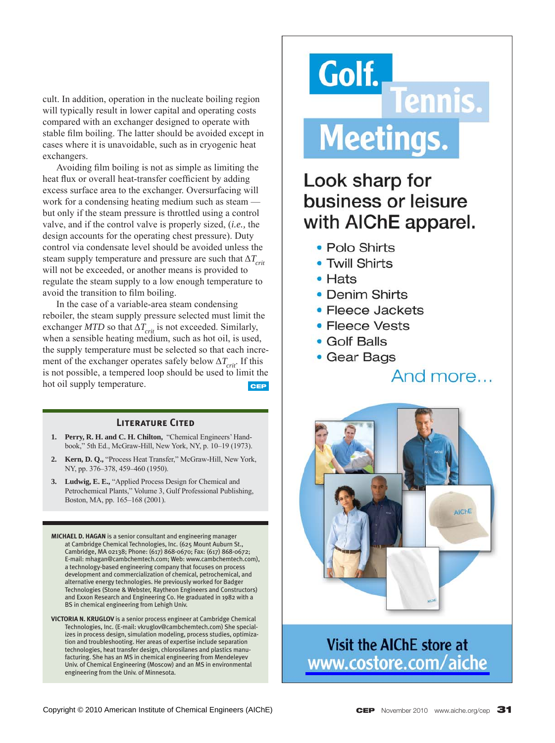cult. In addition, operation in the nucleate boiling region will typically result in lower capital and operating costs compared with an exchanger designed to operate with stable film boiling. The latter should be avoided except in cases where it is unavoidable, such as in cryogenic heat exchangers.

Avoiding film boiling is not as simple as limiting the heat flux or overall heat-transfer coefficient by adding excess surface area to the exchanger. Oversurfacing will work for a condensing heating medium such as steam — but only if the steam pressure is throttled using a control valve, and if the control valve is properly sized, (*i.e.,* the design accounts for the operating chest pressure). Duty control via condensate level should be avoided unless the steam supply temperature and pressure are such that $\Delta T_{crit}$ will not be exceeded, or another means is provided to regulate the steam supply to a low enough temperature to avoid the transition to film boiling.

In the case of a variable-area steam condensing reboiler, the steam supply pressure selected must limit the exchanger *MTD* so that $\Delta T_{crit}$ is not exceeded. Similarly, when a sensible heating medium, such as hot oil, is used, the supply temperature must be selected so that each increment of the exchanger operates safely below $\Delta T_{crit}$. If this is not possible, a tempered loop should be used to limit the hot oil supply temperature.

## Literature Cited

1. **Perry, R. H. and C. H. Chilton,** "Chemical Engineers' Handbook," 5th Ed., McGraw-Hill, New York, NY, p. 10–19 (1973).
2. **Kern, D. Q.,** "Process Heat Transfer," McGraw-Hill, New York, NY, pp. 376–378, 459–460 (1950).
3. **Ludwig, E. E.,** "Applied Process Design for Chemical and Petrochemical Plants," Volume 3, Gulf Professional Publishing, Boston, MA, pp. 165–168 (2001).

**MICHAEL D. HAGAN** is a senior consultant and engineering manager at Cambridge Chemical Technologies, Inc. (625 Mount Auburn St., Cambridge, MA 02138; Phone: (617) 868-0670; Fax: (617) 868-0672; E-mail: mhagan@cambchemtech.com; Web: www.cambchemtech.com), a technology-based engineering company that focuses on process development and commercialization of chemical, petrochemical, and alternative energy technologies. He previously worked for Badger Technologies (Stone & Webster, Raytheon Engineers and Constructors) and Exxon Research and Engineering Co. He graduated in 1982 with a BS in chemical engineering from Lehigh Univ.

**VICTORIA N. KRUGLOV** is a senior process engineer at Cambridge Chemical Technologies, Inc. (E-mail: vkruglov@cambchemtech.com) She specializes in process design, simulation modeling, process studies, optimization and troubleshooting. Her areas of expertise include separation technologies, heat transfer design, chlorosilanes and plastics manufacturing. She has an MS in chemical engineering from Mendeleyev Univ. of Chemical Engineering (Moscow) and an MS in environmental engineering from the Univ. of Minnesota.

# Golf. Tennis. Meetings.

## Look sharp for business or leisure with AIChE apparel.

- Polo Shirts
- Twill Shirts
- Hats
- Denim Shirts
- Fleece Jackets
- Fleece Vests
- Golf Balls
- Gear Bags

And more...

**Visit the AIChE store at www.costore.com/aiche**

Copyright © 2010 American Institute of Chemical Engineers (AIChE)